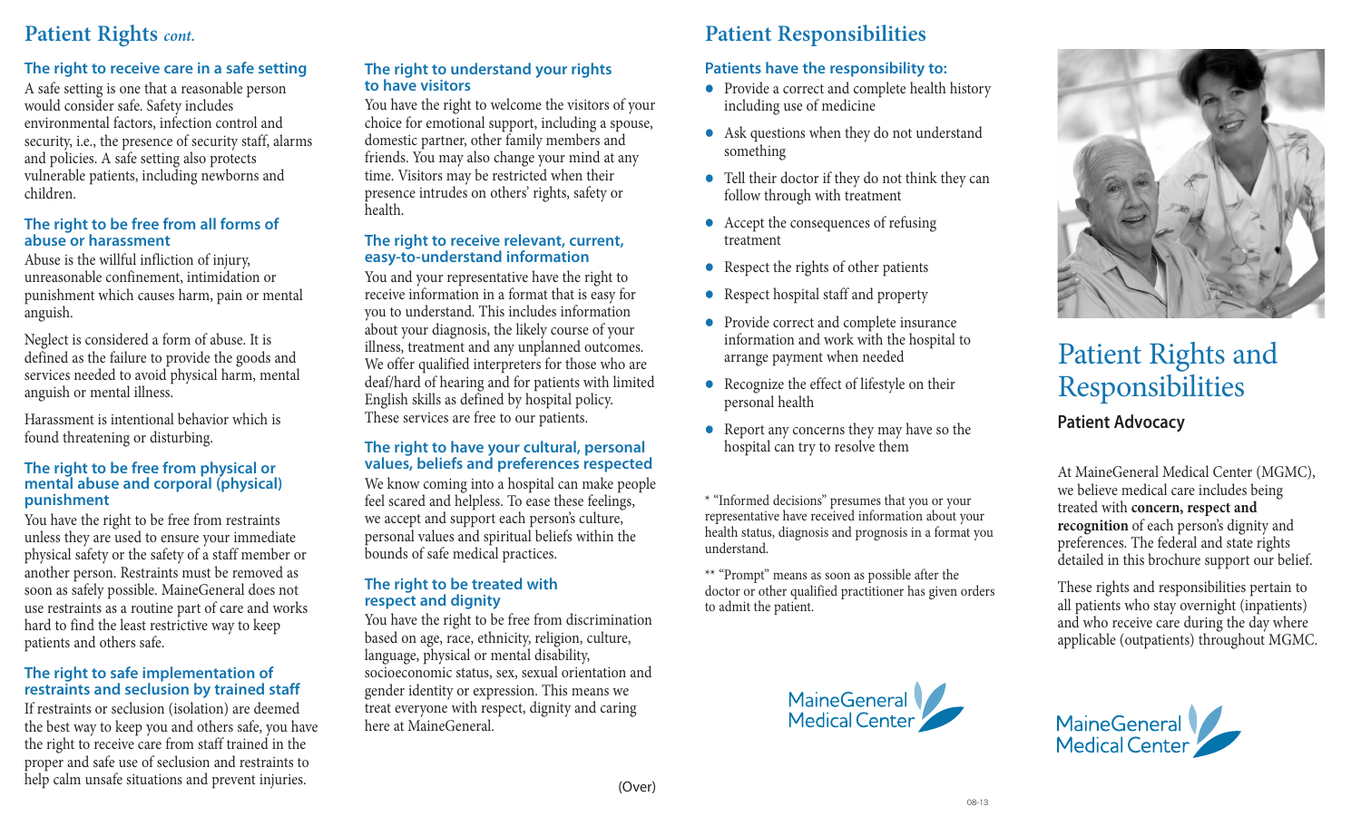## Patient Rights *cont.*

### The right to receive care in a safe setting

A safe setting is one that a reasonable person would consider safe. Safety includes environmental factors, infection control and security, i.e., the presence of security staff, alarms and policies. A safe setting also protects vulnerable patients, including newborns and children.

### The right to be free from all forms of abuse or harassment

Abuse is the willful infliction of injury, unreasonable confinement, intimidation or punishment which causes harm, pain or mental anguish.

Neglect is considered a form of abuse. It is defined as the failure to provide the goods and services needed to avoid physical harm, mental anguish or mental illness.

Harassment is intentional behavior which is found threatening or disturbing.

### The right to be free from physical or mental abuse and corporal (physical) punishment

You have the right to be free from restraints unless they are used to ensure your immediate physical safety or the safety of a staff member or another person. Restraints must be removed as soon as safely possible. MaineGeneral does not use restraints as a routine part of care and works hard to find the least restrictive way to keep patients and others safe.

### The right to safe implementation of restraints and seclusion by trained staff

If restraints or seclusion (isolation) are deemed the best way to keep you and others safe, you have the right to receive care from staff trained in the proper and safe use of seclusion and restraints to help calm unsafe situations and prevent injuries.

### The right to understand your rights to have visitors

You have the right to welcome the visitors of your choice for emotional support, including a spouse, domestic partner, other family members and friends. You may also change your mind at any time. Visitors may be restricted when their presence intrudes on others' rights, safety or health.

### The right to receive relevant, current, easy-to-understand information

You and your representative have the right to receive information in a format that is easy for you to understand. This includes information about your diagnosis, the likely course of your illness, treatment and any unplanned outcomes. We offer qualified interpreters for those who are deaf/hard of hearing and for patients with limited English skills as defined by hospital policy. These services are free to our patients.

### The right to have your cultural, personal values, beliefs and preferences respected

We know coming into a hospital can make people feel scared and helpless. To ease these feelings, we accept and support each person's culture, personal values and spiritual beliefs within the bounds of safe medical practices.

### The right to be treated with respect and dignity

You have the right to be free from discrimination based on age, race, ethnicity, religion, culture, language, physical or mental disability, socioeconomic status, sex, sexual orientation and gender identity or expression. This means we treat everyone with respect, dignity and caring here at MaineGeneral.

(Over)

## Patient Responsibilities

### Patients have the responsibility to:

- Provide a correct and complete health history including use of medicine
- Ask questions when they do not understand something
- Tell their doctor if they do not think they can follow through with treatment
- Accept the consequences of refusing treatment
- Respect the rights of other patients
- Respect hospital staff and property
- Provide correct and complete insurance information and work with the hospital to arrange payment when needed
- Recognize the effect of lifestyle on their personal health
- Report any concerns they may have so the hospital can try to resolve them

\* "Informed decisions" presumes that you or your representative have received information about your health status, diagnosis and prognosis in a format you understand.

\*\* "Prompt" means as soon as possible after the doctor or other qualified practitioner has given orders to admit the patient.

MaineGeneral Medical Center

# Patient Rights and Responsibilities

### Patient Advocacy

At MaineGeneral Medical Center (MGMC), we believe medical care includes being treated with **concern, respect and recognition** of each person's dignity and preferences. The federal and state rights detailed in this brochure support our belief.

These rights and responsibilities pertain to all patients who stay overnight (inpatients) and who receive care during the day where applicable (outpatients) throughout MGMC.

MaineGeneral Medical Center

08-13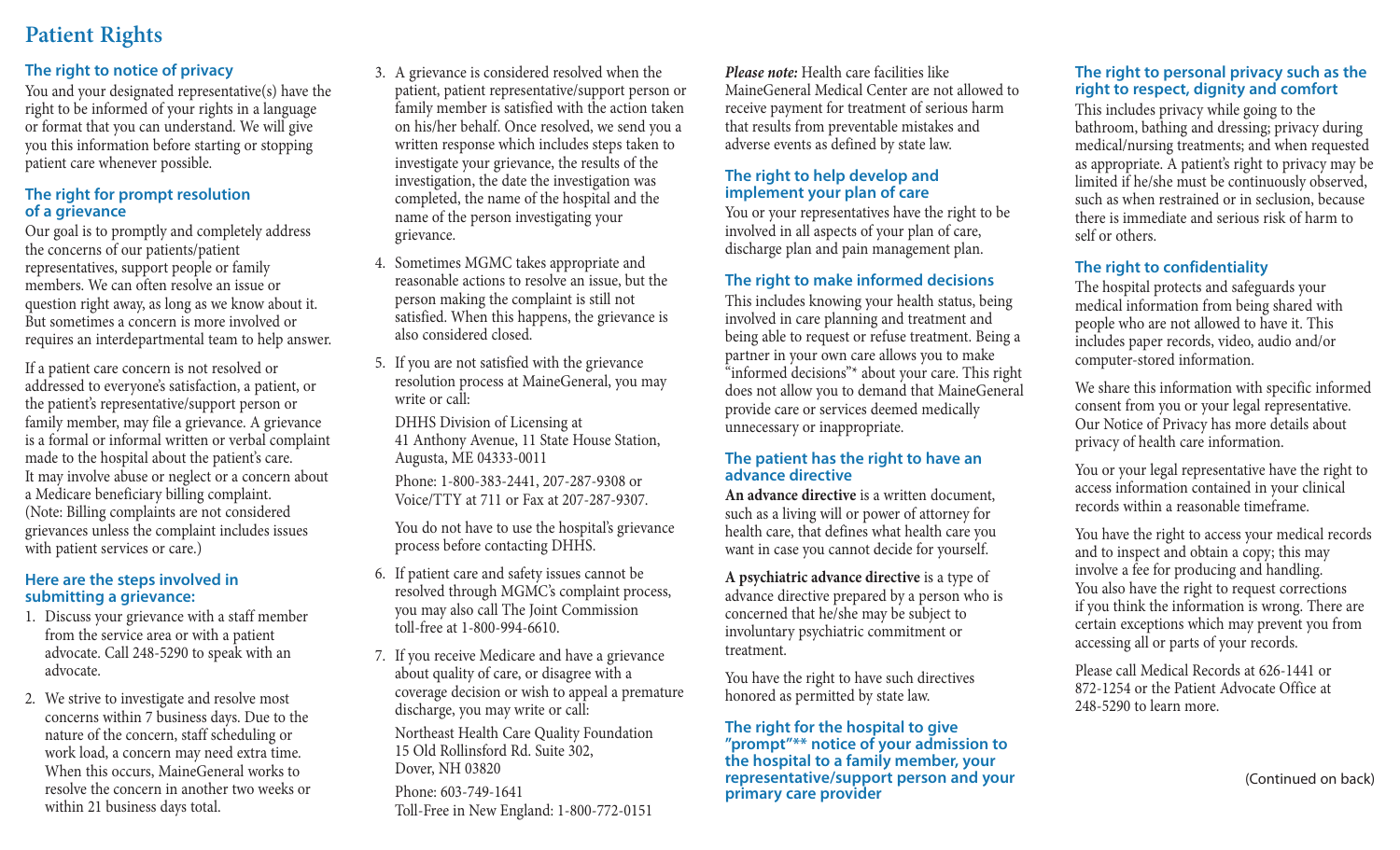# Patient Rights

### The right to notice of privacy

You and your designated representative(s) have the right to be informed of your rights in a language or format that you can understand. We will give you this information before starting or stopping patient care whenever possible.

### The right for prompt resolution of a grievance

Our goal is to promptly and completely address the concerns of our patients/patient representatives, support people or family members. We can often resolve an issue or question right away, as long as we know about it. But sometimes a concern is more involved or requires an interdepartmental team to help answer.

If a patient care concern is not resolved or addressed to everyone's satisfaction, a patient, or the patient's representative/support person or family member, may file a grievance. A grievance is a formal or informal written or verbal complaint made to the hospital about the patient's care. It may involve abuse or neglect or a concern about a Medicare beneficiary billing complaint. (Note: Billing complaints are not considered grievances unless the complaint includes issues with patient services or care.)

### Here are the steps involved in submitting a grievance:

1. Discuss your grievance with a staff member from the service area or with a patient advocate. Call 248-5290 to speak with an advocate.
2. We strive to investigate and resolve most concerns within 7 business days. Due to the nature of the concern, staff scheduling or work load, a concern may need extra time. When this occurs, MaineGeneral works to resolve the concern in another two weeks or within 21 business days total.
3. A grievance is considered resolved when the patient, patient representative/support person or family member is satisfied with the action taken on his/her behalf. Once resolved, we send you a written response which includes steps taken to investigate your grievance, the results of the investigation, the date the investigation was completed, the name of the hospital and the name of the person investigating your grievance.
4. Sometimes MGMC takes appropriate and reasonable actions to resolve an issue, but the person making the complaint is still not satisfied. When this happens, the grievance is also considered closed.
5. If you are not satisfied with the grievance resolution process at MaineGeneral, you may write or call:

   DHHS Division of Licensing at
   41 Anthony Avenue, 11 State House Station,
   Augusta, ME 04333-0011

   Phone: 1-800-383-2441, 207-287-9308 or Voice/TTY at 711 or Fax at 207-287-9307.

   You do not have to use the hospital's grievance process before contacting DHHS.
6. If patient care and safety issues cannot be resolved through MGMC's complaint process, you may also call The Joint Commission toll-free at 1-800-994-6610.
7. If you receive Medicare and have a grievance about quality of care, or disagree with a coverage decision or wish to appeal a premature discharge, you may write or call:

   Northeast Health Care Quality Foundation
   15 Old Rollinsford Rd. Suite 302,
   Dover, NH 03820

   Phone: 603-749-1641
   Toll-Free in New England: 1-800-772-0151

***Please note:*** Health care facilities like MaineGeneral Medical Center are not allowed to receive payment for treatment of serious harm that results from preventable mistakes and adverse events as defined by state law.

### The right to help develop and implement your plan of care

You or your representatives have the right to be involved in all aspects of your plan of care, discharge plan and pain management plan.

### The right to make informed decisions

This includes knowing your health status, being involved in care planning and treatment and being able to request or refuse treatment. Being a partner in your own care allows you to make "informed decisions"* about your care. This right does not allow you to demand that MaineGeneral provide care or services deemed medically unnecessary or inappropriate.

### The patient has the right to have an advance directive

**An advance directive** is a written document, such as a living will or power of attorney for health care, that defines what health care you want in case you cannot decide for yourself.

**A psychiatric advance directive** is a type of advance directive prepared by a person who is concerned that he/she may be subject to involuntary psychiatric commitment or treatment.

You have the right to have such directives honored as permitted by state law.

### The right for the hospital to give "prompt"** notice of your admission to the hospital to a family member, your representative/support person and your primary care provider

### The right to personal privacy such as the right to respect, dignity and comfort

This includes privacy while going to the bathroom, bathing and dressing; privacy during medical/nursing treatments; and when requested as appropriate. A patient's right to privacy may be limited if he/she must be continuously observed, such as when restrained or in seclusion, because there is immediate and serious risk of harm to self or others.

### The right to confidentiality

The hospital protects and safeguards your medical information from being shared with people who are not allowed to have it. This includes paper records, video, audio and/or computer-stored information.

We share this information with specific informed consent from you or your legal representative. Our Notice of Privacy has more details about privacy of health care information.

You or your legal representative have the right to access information contained in your clinical records within a reasonable timeframe.

You have the right to access your medical records and to inspect and obtain a copy; this may involve a fee for producing and handling. You also have the right to request corrections if you think the information is wrong. There are certain exceptions which may prevent you from accessing all or parts of your records.

Please call Medical Records at 626-1441 or 872-1254 or the Patient Advocate Office at 248-5290 to learn more.

(Continued on back)